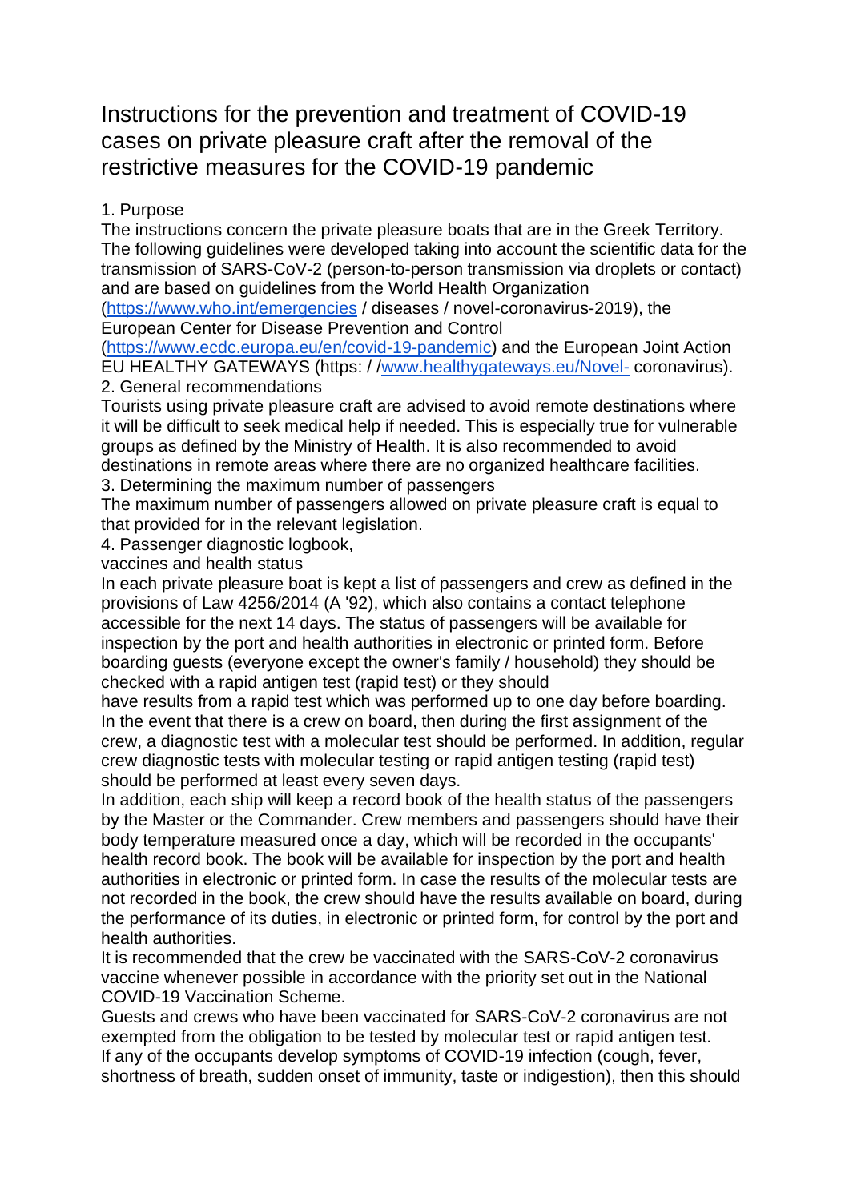# Instructions for the prevention and treatment of COVID-19 cases on private pleasure craft after the removal of the restrictive measures for the COVID-19 pandemic

## 1. Purpose

The instructions concern the private pleasure boats that are in the Greek Territory. The following guidelines were developed taking into account the scientific data for the transmission of SARS-CoV-2 (person-to-person transmission via droplets or contact) and are based on guidelines from the World Health Organization (https://www.who.int/emergencies / diseases / novel-coronavirus-2019), the European Center for Disease Prevention and Control (https://www.ecdc.europa.eu/en/covid-19-pandemic) and the European Joint Action EU HEALTHY GATEWAYS (https: / /www.healthygateways.eu/Novel- coronavirus).

## 2. General recommendations

Tourists using private pleasure craft are advised to avoid remote destinations where it will be difficult to seek medical help if needed. This is especially true for vulnerable groups as defined by the Ministry of Health. It is also recommended to avoid destinations in remote areas where there are no organized healthcare facilities.

## 3. Determining the maximum number of passengers

The maximum number of passengers allowed on private pleasure craft is equal to that provided for in the relevant legislation.

## 4. Passenger diagnostic logbook, vaccines and health status

In each private pleasure boat is kept a list of passengers and crew as defined in the provisions of Law 4256/2014 (A '92), which also contains a contact telephone accessible for the next 14 days. The status of passengers will be available for inspection by the port and health authorities in electronic or printed form. Before boarding guests (everyone except the owner's family / household) they should be checked with a rapid antigen test (rapid test) or they should have results from a rapid test which was performed up to one day before boarding. In the event that there is a crew on board, then during the first assignment of the crew, a diagnostic test with a molecular test should be performed. In addition, regular crew diagnostic tests with molecular testing or rapid antigen testing (rapid test) should be performed at least every seven days.

In addition, each ship will keep a record book of the health status of the passengers by the Master or the Commander. Crew members and passengers should have their body temperature measured once a day, which will be recorded in the occupants' health record book. The book will be available for inspection by the port and health authorities in electronic or printed form. In case the results of the molecular tests are not recorded in the book, the crew should have the results available on board, during the performance of its duties, in electronic or printed form, for control by the port and health authorities.

It is recommended that the crew be vaccinated with the SARS-CoV-2 coronavirus vaccine whenever possible in accordance with the priority set out in the National COVID-19 Vaccination Scheme.

Guests and crews who have been vaccinated for SARS-CoV-2 coronavirus are not exempted from the obligation to be tested by molecular test or rapid antigen test.

If any of the occupants develop symptoms of COVID-19 infection (cough, fever, shortness of breath, sudden onset of immunity, taste or indigestion), then this should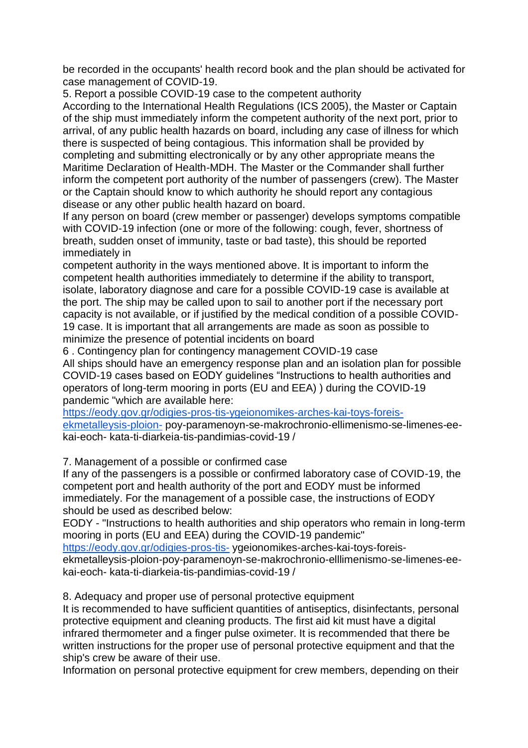be recorded in the occupants' health record book and the plan should be activated for case management of COVID-19.

5. Report a possible COVID-19 case to the competent authority

According to the International Health Regulations (ICS 2005), the Master or Captain of the ship must immediately inform the competent authority of the next port, prior to arrival, of any public health hazards on board, including any case of illness for which there is suspected of being contagious. This information shall be provided by completing and submitting electronically or by any other appropriate means the Maritime Declaration of Health-MDH. The Master or the Commander shall further inform the competent port authority of the number of passengers (crew). The Master or the Captain should know to which authority he should report any contagious disease or any other public health hazard on board.

If any person on board (crew member or passenger) develops symptoms compatible with COVID-19 infection (one or more of the following: cough, fever, shortness of breath, sudden onset of immunity, taste or bad taste), this should be reported immediately in
competent authority in the ways mentioned above. It is important to inform the competent health authorities immediately to determine if the ability to transport, isolate, laboratory diagnose and care for a possible COVID-19 case is available at the port. The ship may be called upon to sail to another port if the necessary port capacity is not available, or if justified by the medical condition of a possible COVID-19 case. It is important that all arrangements are made as soon as possible to minimize the presence of potential incidents on board

6 . Contingency plan for contingency management COVID-19 case

All ships should have an emergency response plan and an isolation plan for possible COVID-19 cases based on EODY guidelines "Instructions to health authorities and operators of long-term mooring in ports (EU and EEA) ) during the COVID-19 pandemic "which are available here:
[https://eody.gov.gr/odigies-pros-tis-ygeionomikes-arches-kai-toys-foreis-ekmetalleysis-ploion-](https://eody.gov.gr/odigies-pros-tis-ygeionomikes-arches-kai-toys-foreis-ekmetalleysis-ploion-) poy-paramenoyn-se-makrochronio-ellimenismo-se-limenes-ee-kai-eoch- kata-ti-diarkeia-tis-pandimias-covid-19 /

7. Management of a possible or confirmed case

If any of the passengers is a possible or confirmed laboratory case of COVID-19, the competent port and health authority of the port and EODY must be informed immediately. For the management of a possible case, the instructions of EODY should be used as described below:

EODY - "Instructions to health authorities and ship operators who remain in long-term mooring in ports (EU and EEA) during the COVID-19 pandemic"
[https://eody.gov.gr/odigies-pros-tis-](https://eody.gov.gr/odigies-pros-tis-) ygeionomikes-arches-kai-toys-foreis-ekmetalleysis-ploion-poy-paramenoyn-se-makrochronio-elllimenismo-se-limenes-ee-kai-eoch- kata-ti-diarkeia-tis-pandimias-covid-19 /

8. Adequacy and proper use of personal protective equipment

It is recommended to have sufficient quantities of antiseptics, disinfectants, personal protective equipment and cleaning products. The first aid kit must have a digital infrared thermometer and a finger pulse oximeter. It is recommended that there be written instructions for the proper use of personal protective equipment and that the ship's crew be aware of their use.

Information on personal protective equipment for crew members, depending on their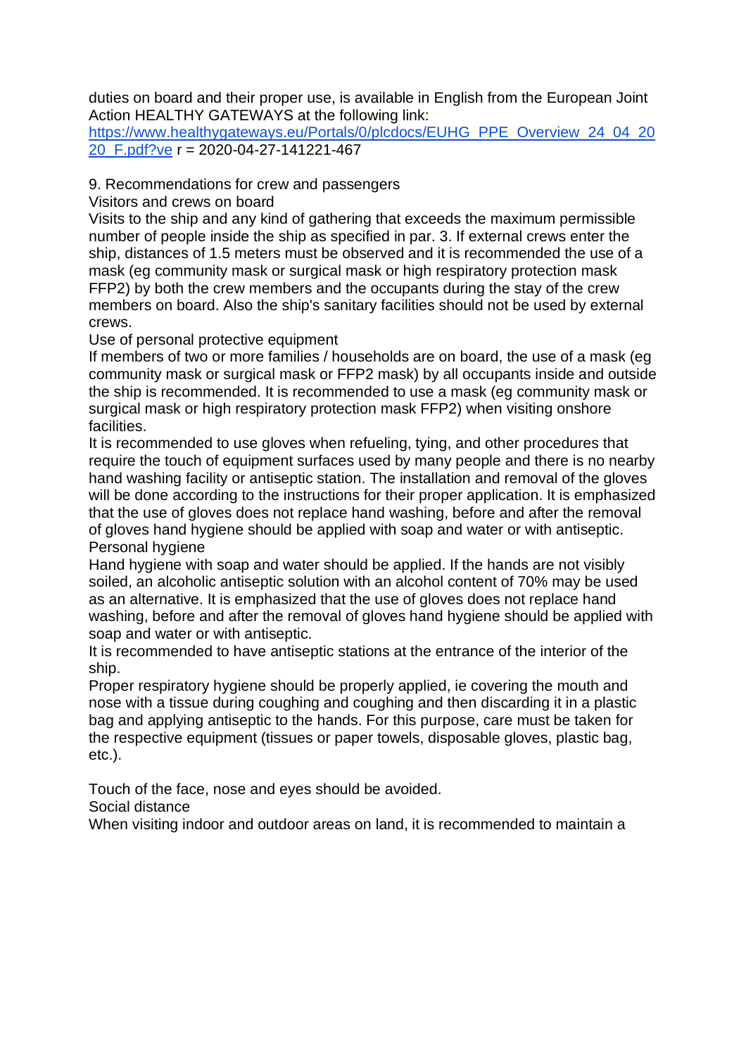duties on board and their proper use, is available in English from the European Joint Action HEALTHY GATEWAYS at the following link:
[https://www.healthygateways.eu/Portals/0/plcdocs/EUHG_PPE_Overview_24_04_2020_F.pdf?ve](https://www.healthygateways.eu/Portals/0/plcdocs/EUHG_PPE_Overview_24_04_2020_F.pdf?ve) r = 2020-04-27-141221-467

## 9. Recommendations for crew and passengers

### Visitors and crews on board

Visits to the ship and any kind of gathering that exceeds the maximum permissible number of people inside the ship as specified in par. 3. If external crews enter the ship, distances of 1.5 meters must be observed and it is recommended the use of a mask (eg community mask or surgical mask or high respiratory protection mask FFP2) by both the crew members and the occupants during the stay of the crew members on board. Also the ship's sanitary facilities should not be used by external crews.

### Use of personal protective equipment

If members of two or more families / households are on board, the use of a mask (eg community mask or surgical mask or FFP2 mask) by all occupants inside and outside the ship is recommended. It is recommended to use a mask (eg community mask or surgical mask or high respiratory protection mask FFP2) when visiting onshore facilities.

It is recommended to use gloves when refueling, tying, and other procedures that require the touch of equipment surfaces used by many people and there is no nearby hand washing facility or antiseptic station. The installation and removal of the gloves will be done according to the instructions for their proper application. It is emphasized that the use of gloves does not replace hand washing, before and after the removal of gloves hand hygiene should be applied with soap and water or with antiseptic.

### Personal hygiene

Hand hygiene with soap and water should be applied. If the hands are not visibly soiled, an alcoholic antiseptic solution with an alcohol content of 70% may be used as an alternative. It is emphasized that the use of gloves does not replace hand washing, before and after the removal of gloves hand hygiene should be applied with soap and water or with antiseptic.

It is recommended to have antiseptic stations at the entrance of the interior of the ship.

Proper respiratory hygiene should be properly applied, ie covering the mouth and nose with a tissue during coughing and coughing and then discarding it in a plastic bag and applying antiseptic to the hands. For this purpose, care must be taken for the respective equipment (tissues or paper towels, disposable gloves, plastic bag, etc.).

Touch of the face, nose and eyes should be avoided.

### Social distance

When visiting indoor and outdoor areas on land, it is recommended to maintain a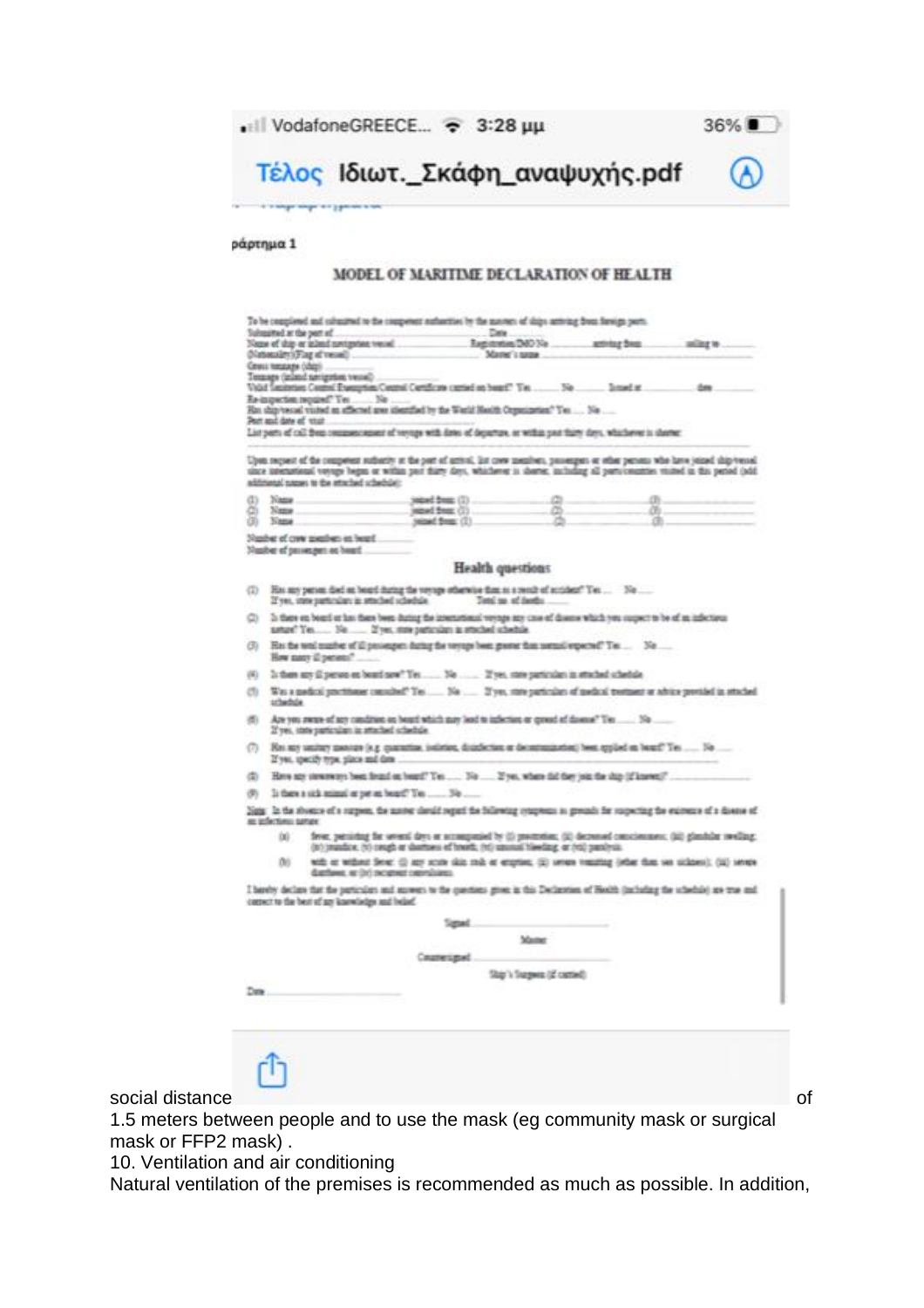ράρτημα 1

## MODEL OF MARITIME DECLARATION OF HEALTH

To be completed and submitted to the competent authorities by the masters of ships arriving from foreign ports.

Submitted at the port of .................................................... Date ..............
Name of ship or inland navigation vessel .................... Registration/IMO No ............ arriving from ............ sailing to ............
(Nationality)(Flag of vessel) ............................ Master's name ....................................
Gross tonnage (ship) ..................
Tonnage (inland navigation vessel) ..................
Valid Sanitation Control Exemption/Control Certificate carried on board? Yes ....... No ....... Issued at ............ date ............
Re-inspection required? Yes ....... No .......
Has ship/vessel visited an affected area identified by the World Health Organization? Yes ..... No .....
Port and date of visit ..................
List ports of call from commencement of voyage with dates of departure, or within past thirty days, whichever is shorter:

Upon request of the competent authority at the port of arrival, list crew members, passengers or other persons who have joined ship/vessel since international voyage began or within past thirty days, whichever is shorter, including all ports/countries visited in this period (add additional names to the attached schedule):

(1) Name ................ joined from: (1) ................ (2) ................ (3) ................
(2) Name ................ joined from: (1) ................ (2) ................ (3) ................
(3) Name ................ joined from: (1) ................ (2) ................ (3) ................

Number of crew members on board ..........
Number of passengers on board ..........

### Health questions

(1) Has any person died on board during the voyage otherwise than as a result of accident? Yes ..... No .....
If yes, state particulars in attached schedule. Total no. of deaths ..........

(2) Is there on board or has there been during the international voyage any case of disease which you suspect to be of an infectious nature? Yes ..... No ..... If yes, state particulars in attached schedule.

(3) Has the total number of ill passengers during the voyage been greater than normal/expected? Yes ..... No .....
How many ill persons? ..........

(4) Is there any ill person on board now? Yes ..... No ..... If yes, state particulars in attached schedule.

(5) Was a medical practitioner consulted? Yes ..... No ..... If yes, state particulars of medical treatment or advice provided in attached schedule.

(6) Are you aware of any condition on board which may lead to infection or spread of disease? Yes ..... No .....
If yes, state particulars in attached schedule.

(7) Has any sanitary measure (e.g. quarantine, isolation, disinfection or decontamination) been applied on board? Yes ..... No .....
If yes, specify type, place and date ..........

(8) Have any stowaways been found on board? Yes ..... No ..... If yes, where did they join the ship (if known)? ..........

(9) Is there a sick animal or pet on board? Yes ..... No .....

Note: In the absence of a surgeon, the master should regard the following symptoms as grounds for suspecting the existence of a disease of an infectious nature:

(a) fever, persisting for several days or accompanied by (i) prostration; (ii) decreased consciousness; (iii) glandular swelling; (iv) jaundice; (v) cough or shortness of breath; (vi) unusual bleeding; or (vii) paralysis.

(b) with or without fever: (i) any acute skin rash or eruption; (ii) severe vomiting (other than sea sickness); (iii) severe diarrhoea; or (iv) recurrent convulsions.

I hereby declare that the particulars and answers to the questions given in this Declaration of Health (including the schedule) are true and correct to the best of my knowledge and belief.

Signed ....................
Master

Countersigned ....................
Ship's Surgeon (if carried)

Date ....................

social distance of 1.5 meters between people and to use the mask (eg community mask or surgical mask or FFP2 mask) .

10. Ventilation and air conditioning

Natural ventilation of the premises is recommended as much as possible. In addition,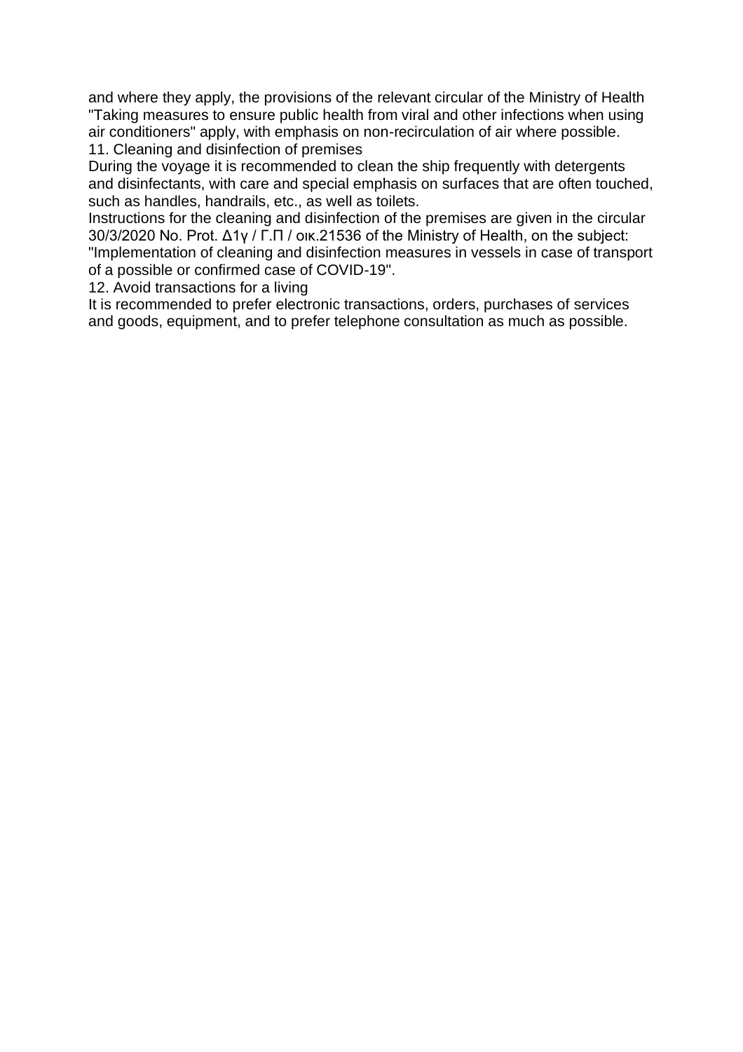and where they apply, the provisions of the relevant circular of the Ministry of Health "Taking measures to ensure public health from viral and other infections when using air conditioners" apply, with emphasis on non-recirculation of air where possible.

11. Cleaning and disinfection of premises

During the voyage it is recommended to clean the ship frequently with detergents and disinfectants, with care and special emphasis on surfaces that are often touched, such as handles, handrails, etc., as well as toilets.

Instructions for the cleaning and disinfection of the premises are given in the circular 30/3/2020 No. Prot. Δ1γ / Γ.Π / οικ.21536 of the Ministry of Health, on the subject: "Implementation of cleaning and disinfection measures in vessels in case of transport of a possible or confirmed case of COVID-19".

12. Avoid transactions for a living

It is recommended to prefer electronic transactions, orders, purchases of services and goods, equipment, and to prefer telephone consultation as much as possible.